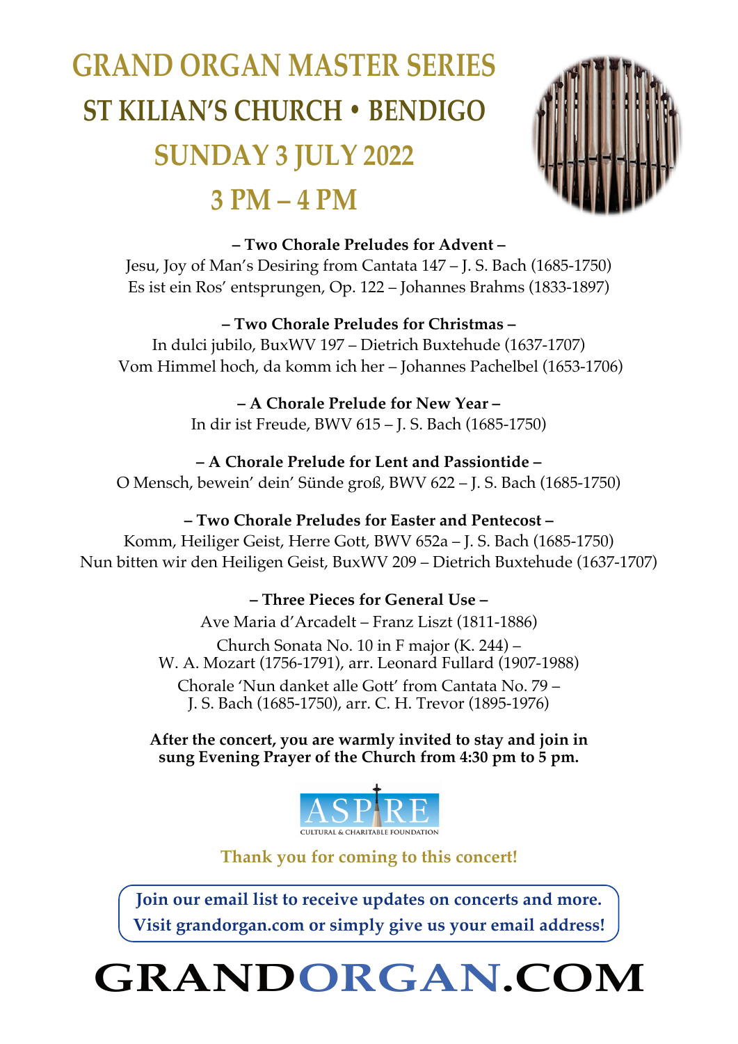# GRAND ORGAN MASTER SERIES

## ST KILIAN'S CHURCH • BENDIGO

## SUNDAY 3 JULY 2022

## 3 PM – 4 PM

**– Two Chorale Preludes for Advent –**

Jesu, Joy of Man's Desiring from Cantata 147 – J. S. Bach (1685-1750)
Es ist ein Ros' entsprungen, Op. 122 – Johannes Brahms (1833-1897)

**– Two Chorale Preludes for Christmas –**

In dulci jubilo, BuxWV 197 – Dietrich Buxtehude (1637-1707)
Vom Himmel hoch, da komm ich her – Johannes Pachelbel (1653-1706)

**– A Chorale Prelude for New Year –**

In dir ist Freude, BWV 615 – J. S. Bach (1685-1750)

**– A Chorale Prelude for Lent and Passiontide –**

O Mensch, bewein' dein' Sünde groß, BWV 622 – J. S. Bach (1685-1750)

**– Two Chorale Preludes for Easter and Pentecost –**

Komm, Heiliger Geist, Herre Gott, BWV 652a – J. S. Bach (1685-1750)
Nun bitten wir den Heiligen Geist, BuxWV 209 – Dietrich Buxtehude (1637-1707)

**– Three Pieces for General Use –**

Ave Maria d'Arcadelt – Franz Liszt (1811-1886)

Church Sonata No. 10 in F major (K. 244) –
W. A. Mozart (1756-1791), arr. Leonard Fullard (1907-1988)

Chorale 'Nun danket alle Gott' from Cantata No. 79 –
J. S. Bach (1685-1750), arr. C. H. Trevor (1895-1976)

**After the concert, you are warmly invited to stay and join in sung Evening Prayer of the Church from 4:30 pm to 5 pm.**

ASPIRE
CULTURAL & CHARITABLE FOUNDATION

**Thank you for coming to this concert!**

**Join our email list to receive updates on concerts and more. Visit grandorgan.com or simply give us your email address!**

# GRANDORGAN.COM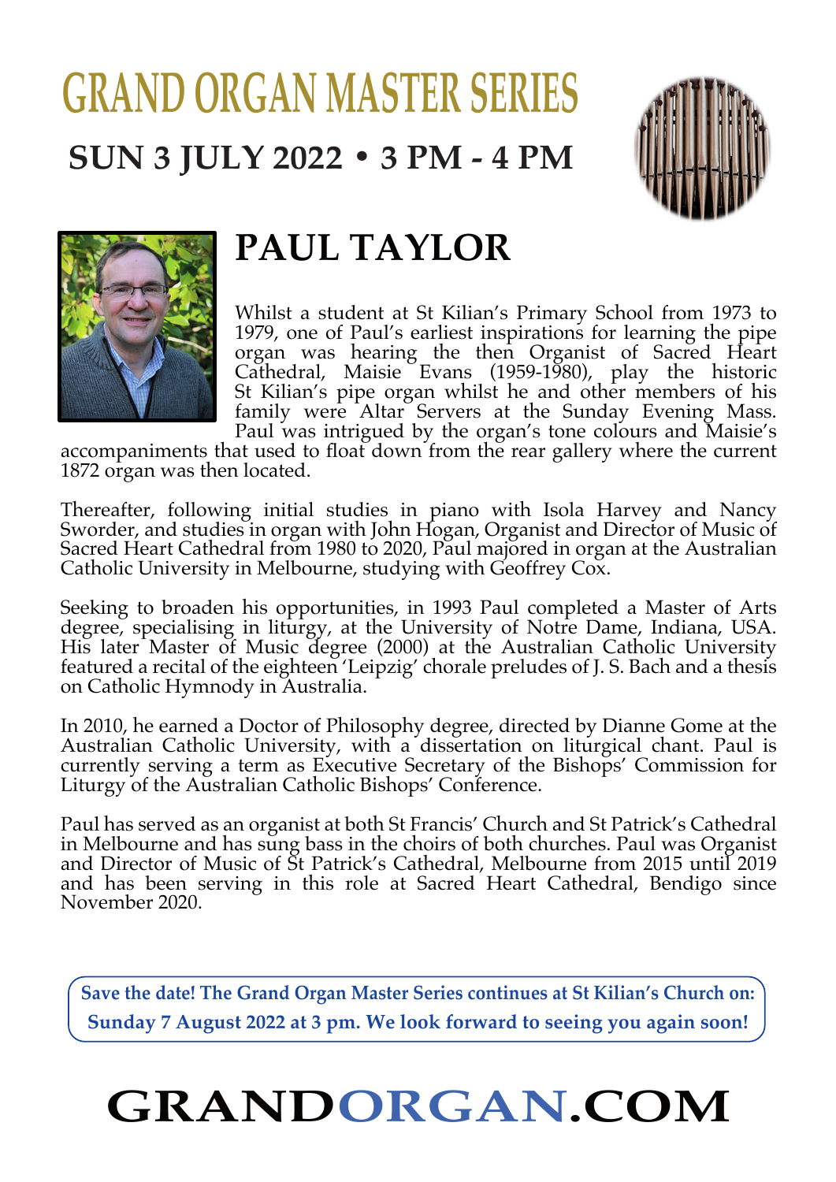# GRAND ORGAN MASTER SERIES

## SUN 3 JULY 2022 • 3 PM - 4 PM

## PAUL TAYLOR

Whilst a student at St Kilian's Primary School from 1973 to 1979, one of Paul's earliest inspirations for learning the pipe organ was hearing the then Organist of Sacred Heart Cathedral, Maisie Evans (1959-1980), play the historic St Kilian's pipe organ whilst he and other members of his family were Altar Servers at the Sunday Evening Mass. Paul was intrigued by the organ's tone colours and Maisie's accompaniments that used to float down from the rear gallery where the current 1872 organ was then located.

Thereafter, following initial studies in piano with Isola Harvey and Nancy Sworder, and studies in organ with John Hogan, Organist and Director of Music of Sacred Heart Cathedral from 1980 to 2020, Paul majored in organ at the Australian Catholic University in Melbourne, studying with Geoffrey Cox.

Seeking to broaden his opportunities, in 1993 Paul completed a Master of Arts degree, specialising in liturgy, at the University of Notre Dame, Indiana, USA. His later Master of Music degree (2000) at the Australian Catholic University featured a recital of the eighteen 'Leipzig' chorale preludes of J. S. Bach and a thesis on Catholic Hymnody in Australia.

In 2010, he earned a Doctor of Philosophy degree, directed by Dianne Gome at the Australian Catholic University, with a dissertation on liturgical chant. Paul is currently serving a term as Executive Secretary of the Bishops' Commission for Liturgy of the Australian Catholic Bishops' Conference.

Paul has served as an organist at both St Francis' Church and St Patrick's Cathedral in Melbourne and has sung bass in the choirs of both churches. Paul was Organist and Director of Music of St Patrick's Cathedral, Melbourne from 2015 until 2019 and has been serving in this role at Sacred Heart Cathedral, Bendigo since November 2020.

**Save the date! The Grand Organ Master Series continues at St Kilian's Church on: Sunday 7 August 2022 at 3 pm. We look forward to seeing you again soon!**

**GRANDORGAN.COM**